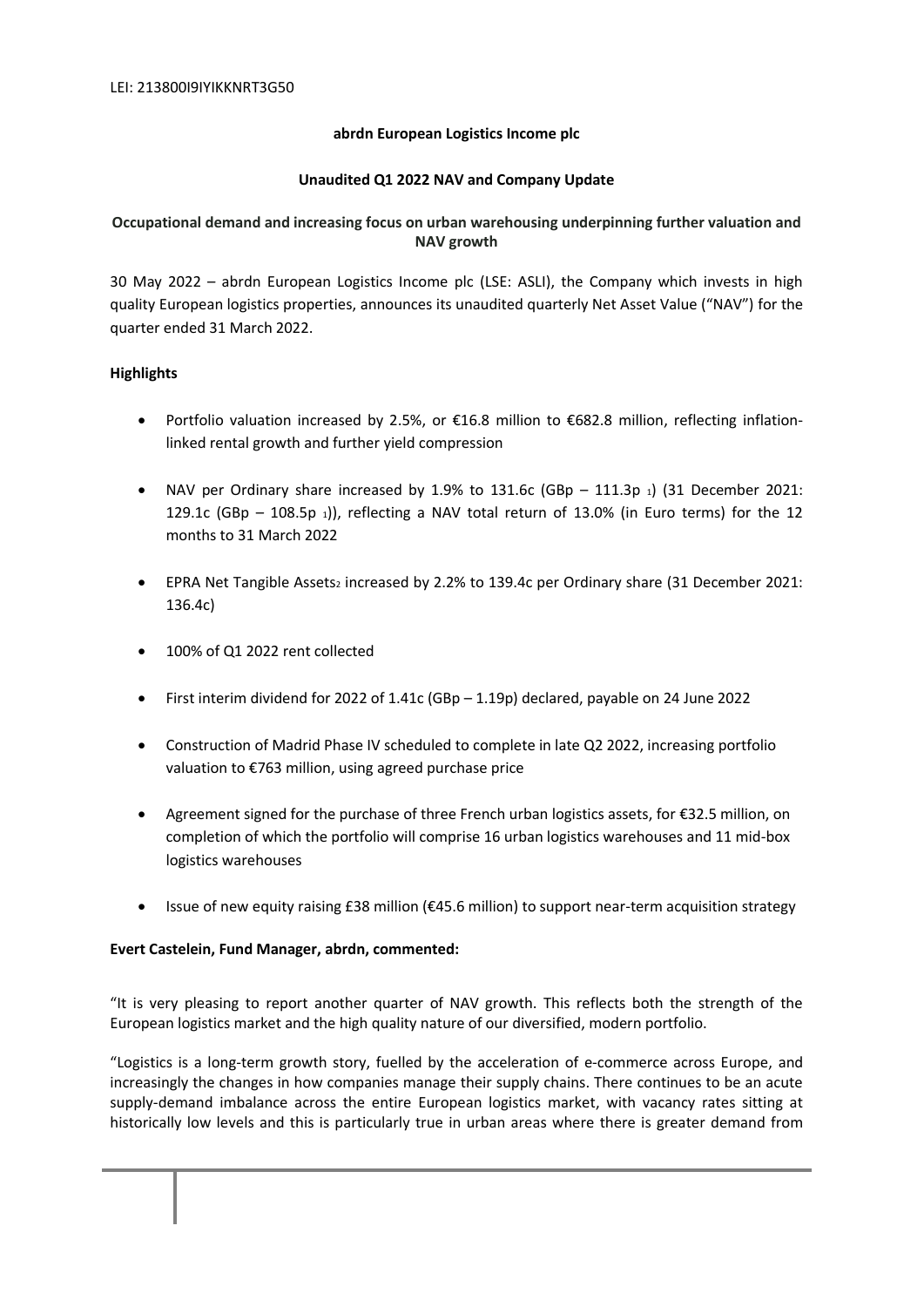LEI: 213800I9IYIKKNRT3G50

**abrdn European Logistics Income plc**

**Unaudited Q1 2022 NAV and Company Update**

**Occupational demand and increasing focus on urban warehousing underpinning further valuation and NAV growth**

30 May 2022 – abrdn European Logistics Income plc (LSE: ASLI), the Company which invests in high quality European logistics properties, announces its unaudited quarterly Net Asset Value ("NAV") for the quarter ended 31 March 2022.

**Highlights**

- Portfolio valuation increased by 2.5%, or €16.8 million to €682.8 million, reflecting inflation-linked rental growth and further yield compression
- NAV per Ordinary share increased by 1.9% to 131.6c (GBp – 111.3p [1]) (31 December 2021: 129.1c (GBp – 108.5p [1])), reflecting a NAV total return of 13.0% (in Euro terms) for the 12 months to 31 March 2022
- EPRA Net Tangible Assets[2] increased by 2.2% to 139.4c per Ordinary share (31 December 2021: 136.4c)
- 100% of Q1 2022 rent collected
- First interim dividend for 2022 of 1.41c (GBp – 1.19p) declared, payable on 24 June 2022
- Construction of Madrid Phase IV scheduled to complete in late Q2 2022, increasing portfolio valuation to €763 million, using agreed purchase price
- Agreement signed for the purchase of three French urban logistics assets, for €32.5 million, on completion of which the portfolio will comprise 16 urban logistics warehouses and 11 mid-box logistics warehouses
- Issue of new equity raising £38 million (€45.6 million) to support near-term acquisition strategy

**Evert Castelein, Fund Manager, abrdn, commented:**

"It is very pleasing to report another quarter of NAV growth. This reflects both the strength of the European logistics market and the high quality nature of our diversified, modern portfolio.

"Logistics is a long-term growth story, fuelled by the acceleration of e-commerce across Europe, and increasingly the changes in how companies manage their supply chains. There continues to be an acute supply-demand imbalance across the entire European logistics market, with vacancy rates sitting at historically low levels and this is particularly true in urban areas where there is greater demand from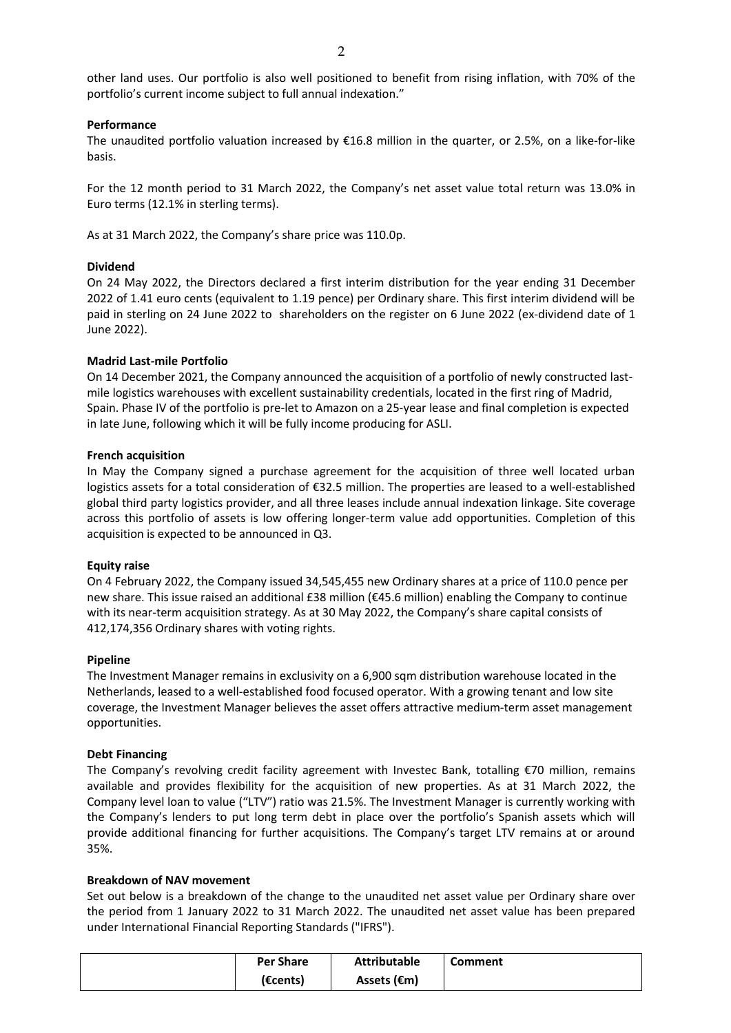other land uses. Our portfolio is also well positioned to benefit from rising inflation, with 70% of the portfolio's current income subject to full annual indexation."

**Performance**

The unaudited portfolio valuation increased by €16.8 million in the quarter, or 2.5%, on a like-for-like basis.

For the 12 month period to 31 March 2022, the Company's net asset value total return was 13.0% in Euro terms (12.1% in sterling terms).

As at 31 March 2022, the Company's share price was 110.0p.

**Dividend**

On 24 May 2022, the Directors declared a first interim distribution for the year ending 31 December 2022 of 1.41 euro cents (equivalent to 1.19 pence) per Ordinary share. This first interim dividend will be paid in sterling on 24 June 2022 to shareholders on the register on 6 June 2022 (ex-dividend date of 1 June 2022).

**Madrid Last-mile Portfolio**

On 14 December 2021, the Company announced the acquisition of a portfolio of newly constructed last-mile logistics warehouses with excellent sustainability credentials, located in the first ring of Madrid, Spain. Phase IV of the portfolio is pre-let to Amazon on a 25-year lease and final completion is expected in late June, following which it will be fully income producing for ASLI.

**French acquisition**

In May the Company signed a purchase agreement for the acquisition of three well located urban logistics assets for a total consideration of €32.5 million. The properties are leased to a well-established global third party logistics provider, and all three leases include annual indexation linkage. Site coverage across this portfolio of assets is low offering longer-term value add opportunities. Completion of this acquisition is expected to be announced in Q3.

**Equity raise**

On 4 February 2022, the Company issued 34,545,455 new Ordinary shares at a price of 110.0 pence per new share. This issue raised an additional £38 million (€45.6 million) enabling the Company to continue with its near-term acquisition strategy. As at 30 May 2022, the Company's share capital consists of 412,174,356 Ordinary shares with voting rights.

**Pipeline**

The Investment Manager remains in exclusivity on a 6,900 sqm distribution warehouse located in the Netherlands, leased to a well-established food focused operator. With a growing tenant and low site coverage, the Investment Manager believes the asset offers attractive medium-term asset management opportunities.

**Debt Financing**

The Company's revolving credit facility agreement with Investec Bank, totalling €70 million, remains available and provides flexibility for the acquisition of new properties. As at 31 March 2022, the Company level loan to value ("LTV") ratio was 21.5%. The Investment Manager is currently working with the Company's lenders to put long term debt in place over the portfolio's Spanish assets which will provide additional financing for further acquisitions. The Company's target LTV remains at or around 35%.

**Breakdown of NAV movement**

Set out below is a breakdown of the change to the unaudited net asset value per Ordinary share over the period from 1 January 2022 to 31 March 2022. The unaudited net asset value has been prepared under International Financial Reporting Standards ("IFRS").

| | Per Share (€cents) | Attributable Assets (€m) | Comment |
|---|---|---|---|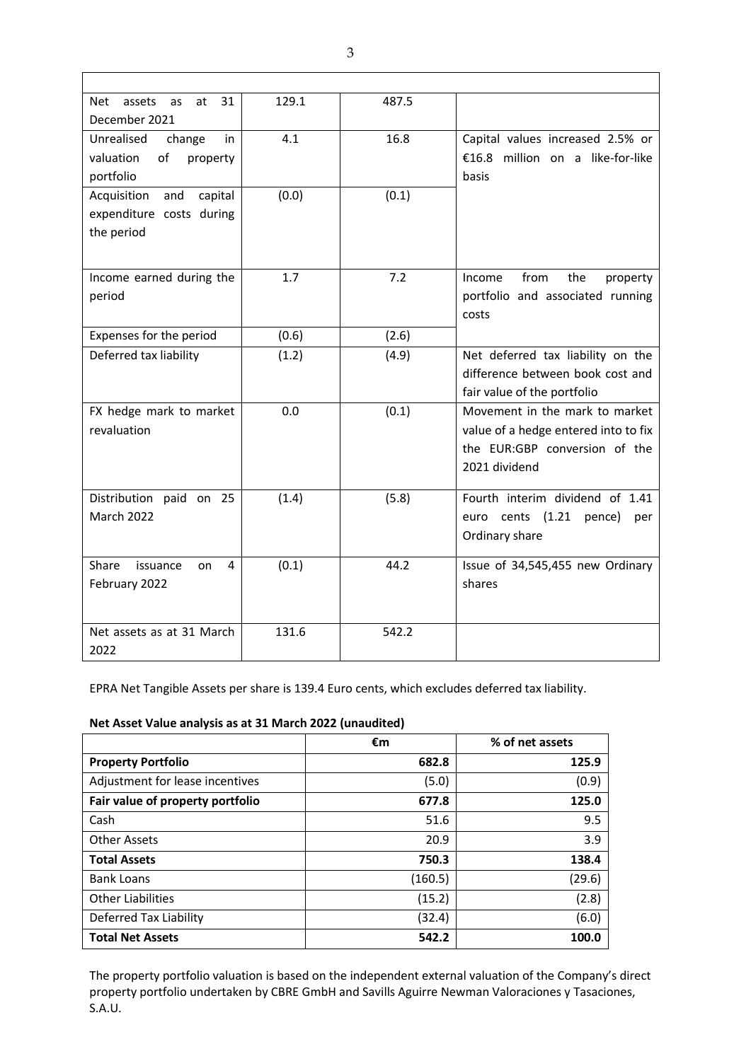| | | | |
|---|---|---|---|
| Net assets as at 31 December 2021 | 129.1 | 487.5 | |
| Unrealised change in valuation of property portfolio | 4.1 | 16.8 | Capital values increased 2.5% or €16.8 million on a like-for-like basis |
| Acquisition and capital expenditure costs during the period | (0.0) | (0.1) | |
| Income earned during the period | 1.7 | 7.2 | Income from the property portfolio and associated running costs |
| Expenses for the period | (0.6) | (2.6) | |
| Deferred tax liability | (1.2) | (4.9) | Net deferred tax liability on the difference between book cost and fair value of the portfolio |
| FX hedge mark to market revaluation | 0.0 | (0.1) | Movement in the mark to market value of a hedge entered into to fix the EUR:GBP conversion of the 2021 dividend |
| Distribution paid on 25 March 2022 | (1.4) | (5.8) | Fourth interim dividend of 1.41 euro cents (1.21 pence) per Ordinary share |
| Share issuance on 4 February 2022 | (0.1) | 44.2 | Issue of 34,545,455 new Ordinary shares |
| Net assets as at 31 March 2022 | 131.6 | 542.2 | |

EPRA Net Tangible Assets per share is 139.4 Euro cents, which excludes deferred tax liability.

**Net Asset Value analysis as at 31 March 2022 (unaudited)**

| | €m | % of net assets |
|---|---|---|
| **Property Portfolio** | **682.8** | **125.9** |
| Adjustment for lease incentives | (5.0) | (0.9) |
| **Fair value of property portfolio** | **677.8** | **125.0** |
| Cash | 51.6 | 9.5 |
| Other Assets | 20.9 | 3.9 |
| **Total Assets** | **750.3** | **138.4** |
| Bank Loans | (160.5) | (29.6) |
| Other Liabilities | (15.2) | (2.8) |
| Deferred Tax Liability | (32.4) | (6.0) |
| **Total Net Assets** | **542.2** | **100.0** |

The property portfolio valuation is based on the independent external valuation of the Company's direct property portfolio undertaken by CBRE GmbH and Savills Aguirre Newman Valoraciones y Tasaciones, S.A.U.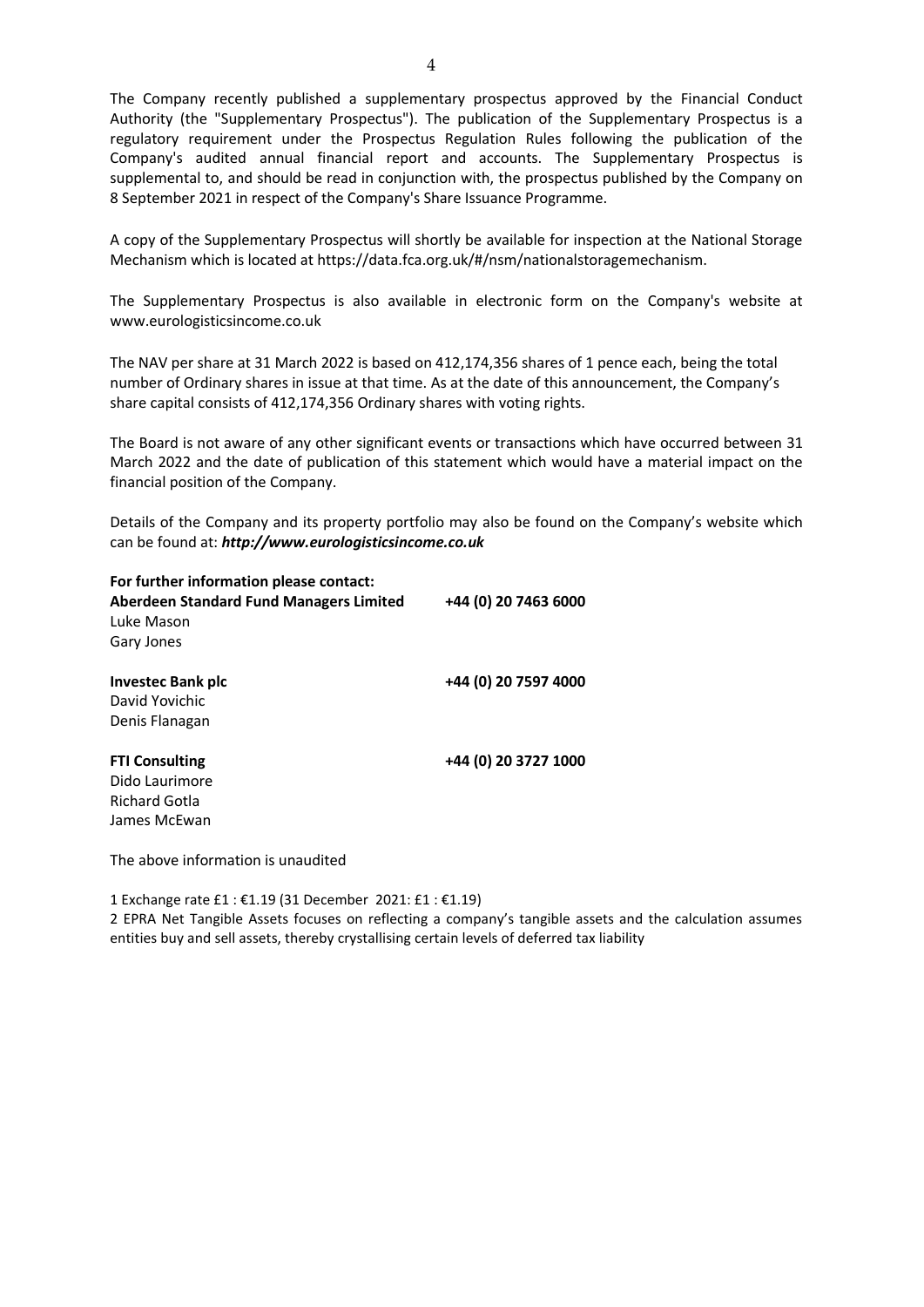The Company recently published a supplementary prospectus approved by the Financial Conduct Authority (the "Supplementary Prospectus"). The publication of the Supplementary Prospectus is a regulatory requirement under the Prospectus Regulation Rules following the publication of the Company's audited annual financial report and accounts. The Supplementary Prospectus is supplemental to, and should be read in conjunction with, the prospectus published by the Company on 8 September 2021 in respect of the Company's Share Issuance Programme.

A copy of the Supplementary Prospectus will shortly be available for inspection at the National Storage Mechanism which is located at https://data.fca.org.uk/#/nsm/nationalstoragemechanism.

The Supplementary Prospectus is also available in electronic form on the Company's website at www.eurologisticsincome.co.uk

The NAV per share at 31 March 2022 is based on 412,174,356 shares of 1 pence each, being the total number of Ordinary shares in issue at that time. As at the date of this announcement, the Company's share capital consists of 412,174,356 Ordinary shares with voting rights.

The Board is not aware of any other significant events or transactions which have occurred between 31 March 2022 and the date of publication of this statement which would have a material impact on the financial position of the Company.

Details of the Company and its property portfolio may also be found on the Company's website which can be found at: ***http://www.eurologisticsincome.co.uk***

**For further information please contact:**

**Aberdeen Standard Fund Managers Limited** **+44 (0) 20 7463 6000**
Luke Mason
Gary Jones

**Investec Bank plc** **+44 (0) 20 7597 4000**
David Yovichic
Denis Flanagan

**FTI Consulting** **+44 (0) 20 3727 1000**
Dido Laurimore
Richard Gotla
James McEwan

The above information is unaudited

1 Exchange rate £1 : €1.19 (31 December 2021: £1 : €1.19)

2 EPRA Net Tangible Assets focuses on reflecting a company's tangible assets and the calculation assumes entities buy and sell assets, thereby crystallising certain levels of deferred tax liability